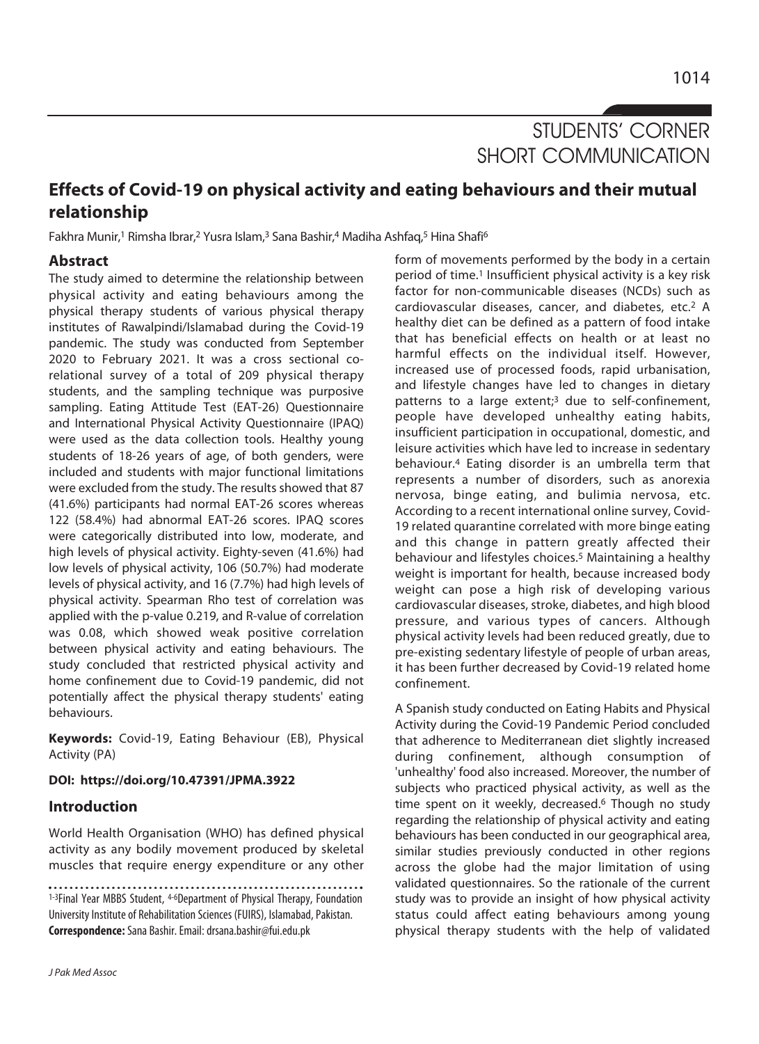STUDENTS' CORNER
SHORT COMMUNICATION

# Effects of Covid-19 on physical activity and eating behaviours and their mutual relationship

Fakhra Munir,[1] Rimsha Ibrar,[2] Yusra Islam,[3] Sana Bashir,[4] Madiha Ashfaq,[5] Hina Shafi[6]

## Abstract

The study aimed to determine the relationship between physical activity and eating behaviours among the physical therapy students of various physical therapy institutes of Rawalpindi/Islamabad during the Covid-19 pandemic. The study was conducted from September 2020 to February 2021. It was a cross sectional co-relational survey of a total of 209 physical therapy students, and the sampling technique was purposive sampling. Eating Attitude Test (EAT-26) Questionnaire and International Physical Activity Questionnaire (IPAQ) were used as the data collection tools. Healthy young students of 18-26 years of age, of both genders, were included and students with major functional limitations were excluded from the study. The results showed that 87 (41.6%) participants had normal EAT-26 scores whereas 122 (58.4%) had abnormal EAT-26 scores. IPAQ scores were categorically distributed into low, moderate, and high levels of physical activity. Eighty-seven (41.6%) had low levels of physical activity, 106 (50.7%) had moderate levels of physical activity, and 16 (7.7%) had high levels of physical activity. Spearman Rho test of correlation was applied with the p-value 0.219, and R-value of correlation was 0.08, which showed weak positive correlation between physical activity and eating behaviours. The study concluded that restricted physical activity and home confinement due to Covid-19 pandemic, did not potentially affect the physical therapy students' eating behaviours.

**Keywords:** Covid-19, Eating Behaviour (EB), Physical Activity (PA)

**DOI: https://doi.org/10.47391/JPMA.3922**

## Introduction

World Health Organisation (WHO) has defined physical activity as any bodily movement produced by skeletal muscles that require energy expenditure or any other form of movements performed by the body in a certain period of time.[1] Insufficient physical activity is a key risk factor for non-communicable diseases (NCDs) such as cardiovascular diseases, cancer, and diabetes, etc.[2] A healthy diet can be defined as a pattern of food intake that has beneficial effects on health or at least no harmful effects on the individual itself. However, increased use of processed foods, rapid urbanisation, and lifestyle changes have led to changes in dietary patterns to a large extent;[3] due to self-confinement, people have developed unhealthy eating habits, insufficient participation in occupational, domestic, and leisure activities which have led to increase in sedentary behaviour.[4] Eating disorder is an umbrella term that represents a number of disorders, such as anorexia nervosa, binge eating, and bulimia nervosa, etc. According to a recent international online survey, Covid-19 related quarantine correlated with more binge eating and this change in pattern greatly affected their behaviour and lifestyles choices.[5] Maintaining a healthy weight is important for health, because increased body weight can pose a high risk of developing various cardiovascular diseases, stroke, diabetes, and high blood pressure, and various types of cancers. Although physical activity levels had been reduced greatly, due to pre-existing sedentary lifestyle of people of urban areas, it has been further decreased by Covid-19 related home confinement.

A Spanish study conducted on Eating Habits and Physical Activity during the Covid-19 Pandemic Period concluded that adherence to Mediterranean diet slightly increased during confinement, although consumption of 'unhealthy' food also increased. Moreover, the number of subjects who practiced physical activity, as well as the time spent on it weekly, decreased.[6] Though no study regarding the relationship of physical activity and eating behaviours has been conducted in our geographical area, similar studies previously conducted in other regions across the globe had the major limitation of using validated questionnaires. So the rationale of the current study was to provide an insight of how physical activity status could affect eating behaviours among young physical therapy students with the help of validated

[1-3]Final Year MBBS Student, [4-6]Department of Physical Therapy, Foundation University Institute of Rehabilitation Sciences (FUIRS), Islamabad, Pakistan.
**Correspondence:** Sana Bashir. Email: drsana.bashir@fui.edu.pk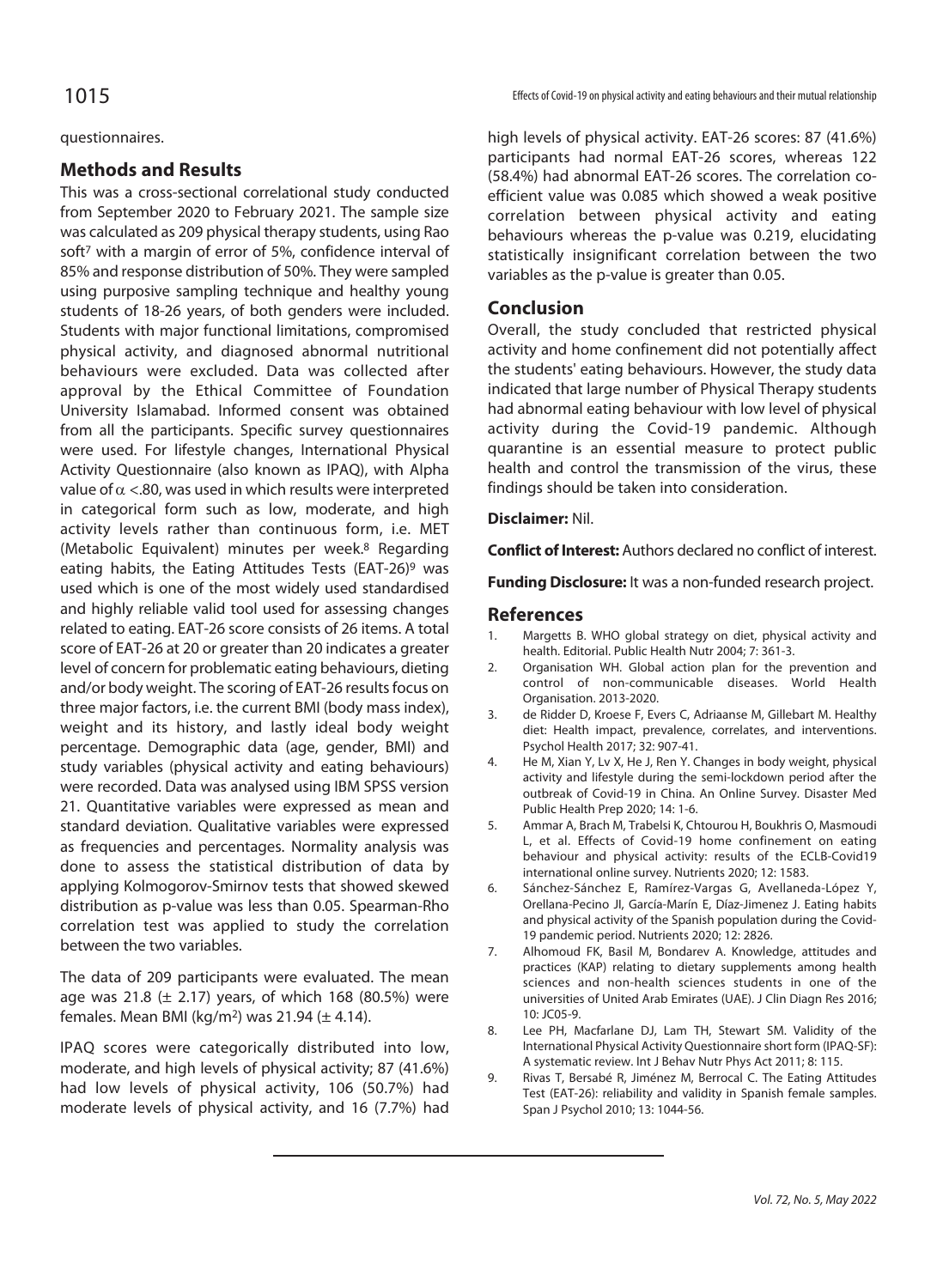questionnaires.

## Methods and Results

This was a cross-sectional correlational study conducted from September 2020 to February 2021. The sample size was calculated as 209 physical therapy students, using Rao soft[7] with a margin of error of 5%, confidence interval of 85% and response distribution of 50%. They were sampled using purposive sampling technique and healthy young students of 18-26 years, of both genders were included. Students with major functional limitations, compromised physical activity, and diagnosed abnormal nutritional behaviours were excluded. Data was collected after approval by the Ethical Committee of Foundation University Islamabad. Informed consent was obtained from all the participants. Specific survey questionnaires were used. For lifestyle changes, International Physical Activity Questionnaire (also known as IPAQ), with Alpha value of $\alpha$ <.80, was used in which results were interpreted in categorical form such as low, moderate, and high activity levels rather than continuous form, i.e. MET (Metabolic Equivalent) minutes per week.[8] Regarding eating habits, the Eating Attitudes Tests (EAT-26)[9] was used which is one of the most widely used standardised and highly reliable valid tool used for assessing changes related to eating. EAT-26 score consists of 26 items. A total score of EAT-26 at 20 or greater than 20 indicates a greater level of concern for problematic eating behaviours, dieting and/or body weight. The scoring of EAT-26 results focus on three major factors, i.e. the current BMI (body mass index), weight and its history, and lastly ideal body weight percentage. Demographic data (age, gender, BMI) and study variables (physical activity and eating behaviours) were recorded. Data was analysed using IBM SPSS version 21. Quantitative variables were expressed as mean and standard deviation. Qualitative variables were expressed as frequencies and percentages. Normality analysis was done to assess the statistical distribution of data by applying Kolmogorov-Smirnov tests that showed skewed distribution as p-value was less than 0.05. Spearman-Rho correlation test was applied to study the correlation between the two variables.

The data of 209 participants were evaluated. The mean age was 21.8 (± 2.17) years, of which 168 (80.5%) were females. Mean BMI (kg/m$^2$) was 21.94 (± 4.14).

IPAQ scores were categorically distributed into low, moderate, and high levels of physical activity; 87 (41.6%) had low levels of physical activity, 106 (50.7%) had moderate levels of physical activity, and 16 (7.7%) had high levels of physical activity. EAT-26 scores: 87 (41.6%) participants had normal EAT-26 scores, whereas 122 (58.4%) had abnormal EAT-26 scores. The correlation co-efficient value was 0.085 which showed a weak positive correlation between physical activity and eating behaviours whereas the p-value was 0.219, elucidating statistically insignificant correlation between the two variables as the p-value is greater than 0.05.

## Conclusion

Overall, the study concluded that restricted physical activity and home confinement did not potentially affect the students' eating behaviours. However, the study data indicated that large number of Physical Therapy students had abnormal eating behaviour with low level of physical activity during the Covid-19 pandemic. Although quarantine is an essential measure to protect public health and control the transmission of the virus, these findings should be taken into consideration.

**Disclaimer:** Nil.

**Conflict of Interest:** Authors declared no conflict of interest.

**Funding Disclosure:** It was a non-funded research project.

## References

1. Margetts B. WHO global strategy on diet, physical activity and health. Editorial. Public Health Nutr 2004; 7: 361-3.
2. Organisation WH. Global action plan for the prevention and control of non-communicable diseases. World Health Organisation. 2013-2020.
3. de Ridder D, Kroese F, Evers C, Adriaanse M, Gillebart M. Healthy diet: Health impact, prevalence, correlates, and interventions. Psychol Health 2017; 32: 907-41.
4. He M, Xian Y, Lv X, He J, Ren Y. Changes in body weight, physical activity and lifestyle during the semi-lockdown period after the outbreak of Covid-19 in China. An Online Survey. Disaster Med Public Health Prep 2020; 14: 1-6.
5. Ammar A, Brach M, Trabelsi K, Chtourou H, Boukhris O, Masmoudi L, et al. Effects of Covid-19 home confinement on eating behaviour and physical activity: results of the ECLB-Covid19 international online survey. Nutrients 2020; 12: 1583.
6. Sánchez-Sánchez E, Ramírez-Vargas G, Avellaneda-López Y, Orellana-Pecino JI, García-Marín E, Díaz-Jimenez J. Eating habits and physical activity of the Spanish population during the Covid-19 pandemic period. Nutrients 2020; 12: 2826.
7. Alhomoud FK, Basil M, Bondarev A. Knowledge, attitudes and practices (KAP) relating to dietary supplements among health sciences and non-health sciences students in one of the universities of United Arab Emirates (UAE). J Clin Diagn Res 2016; 10: JC05-9.
8. Lee PH, Macfarlane DJ, Lam TH, Stewart SM. Validity of the International Physical Activity Questionnaire short form (IPAQ-SF): A systematic review. Int J Behav Nutr Phys Act 2011; 8: 115.
9. Rivas T, Bersabé R, Jiménez M, Berrocal C. The Eating Attitudes Test (EAT-26): reliability and validity in Spanish female samples. Span J Psychol 2010; 13: 1044-56.